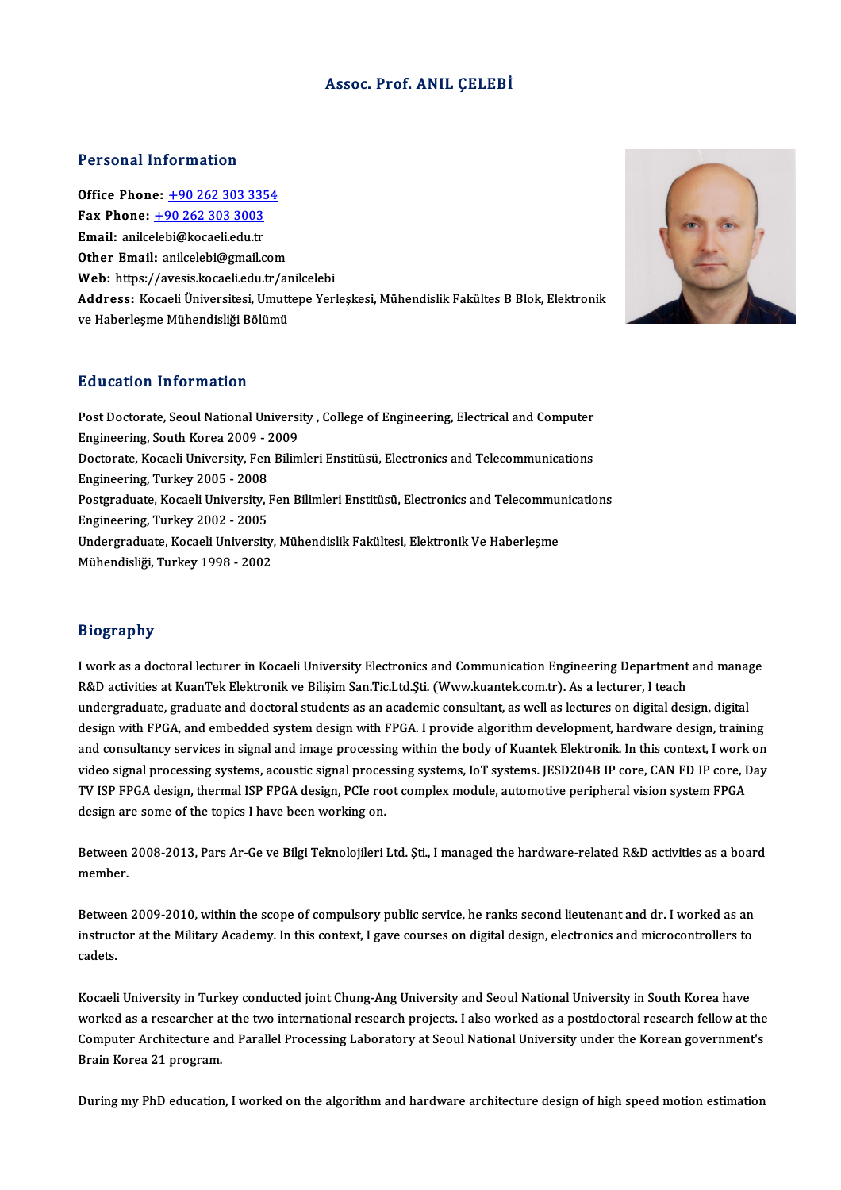# Assoc. Prof. ANIL ÇELEBİ

## Personal Information

**Office Phone:** +90 262 303 3354
**Fax Phone:** +90 262 303 3003
**Email:** anilcelebi@kocaeli.edu.tr
**Other Email:** anilcelebi@gmail.com
**Web:** https://avesis.kocaeli.edu.tr/anilcelebi
**Address:** Kocaeli Üniversitesi, Umuttepe Yerleşkesi, Mühendislik Fakültes B Blok, Elektronik ve Haberleşme Mühendisliği Bölümü

## Education Information

Post Doctorate, Seoul National University , College of Engineering, Electrical and Computer Engineering, South Korea 2009 - 2009
Doctorate, Kocaeli University, Fen Bilimleri Enstitüsü, Electronics and Telecommunications Engineering, Turkey 2005 - 2008
Postgraduate, Kocaeli University, Fen Bilimleri Enstitüsü, Electronics and Telecommunications Engineering, Turkey 2002 - 2005
Undergraduate, Kocaeli University, Mühendislik Fakültesi, Elektronik Ve Haberleşme Mühendisliği, Turkey 1998 - 2002

## Biography

I work as a doctoral lecturer in Kocaeli University Electronics and Communication Engineering Department and manage R&D activities at KuanTek Elektronik ve Bilişim San.Tic.Ltd.Şti. (Www.kuantek.com.tr). As a lecturer, I teach undergraduate, graduate and doctoral students as an academic consultant, as well as lectures on digital design, digital design with FPGA, and embedded system design with FPGA. I provide algorithm development, hardware design, training and consultancy services in signal and image processing within the body of Kuantek Elektronik. In this context, I work on video signal processing systems, acoustic signal processing systems, IoT systems. JESD204B IP core, CAN FD IP core, Day TV ISP FPGA design, thermal ISP FPGA design, PCIe root complex module, automotive peripheral vision system FPGA design are some of the topics I have been working on.

Between 2008-2013, Pars Ar-Ge ve Bilgi Teknolojileri Ltd. Şti., I managed the hardware-related R&D activities as a board member.

Between 2009-2010, within the scope of compulsory public service, he ranks second lieutenant and dr. I worked as an instructor at the Military Academy. In this context, I gave courses on digital design, electronics and microcontrollers to cadets.

Kocaeli University in Turkey conducted joint Chung-Ang University and Seoul National University in South Korea have worked as a researcher at the two international research projects. I also worked as a postdoctoral research fellow at the Computer Architecture and Parallel Processing Laboratory at Seoul National University under the Korean government's Brain Korea 21 program.

During my PhD education, I worked on the algorithm and hardware architecture design of high speed motion estimation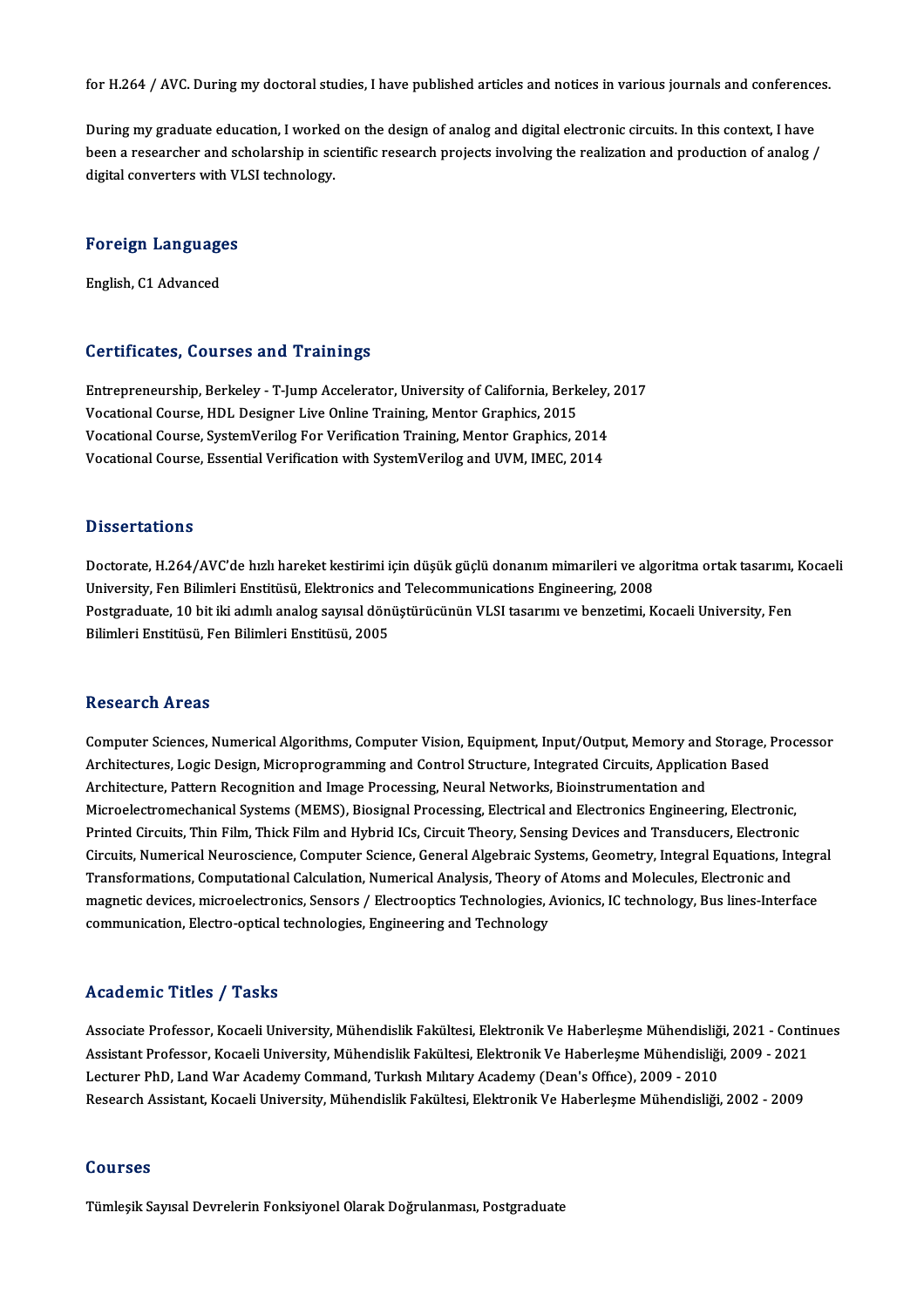for H.264 / AVC. During my doctoral studies, I have published articles and notices in various journals and conferences.

During my graduate education, I worked on the design of analog and digital electronic circuits. In this context, I have been a researcher and scholarship in scientific research projects involving the realization and production of analog / digital converters with VLSI technology.

## Foreign Languages

English, C1 Advanced

## Certificates, Courses and Trainings

Entrepreneurship, Berkeley - T-Jump Accelerator, University of California, Berkeley, 2017
Vocational Course, HDL Designer Live Online Training, Mentor Graphics, 2015
Vocational Course, SystemVerilog For Verification Training, Mentor Graphics, 2014
Vocational Course, Essential Verification with SystemVerilog and UVM, IMEC, 2014

## Dissertations

Doctorate, H.264/AVC'de hızlı hareket kestirimi için düşük güçlü donanım mimarileri ve algoritma ortak tasarımı, Kocaeli University, Fen Bilimleri Enstitüsü, Elektronics and Telecommunications Engineering, 2008
Postgraduate, 10 bit iki adımlı analog sayısal dönüştürücünün VLSI tasarımı ve benzetimi, Kocaeli University, Fen Bilimleri Enstitüsü, Fen Bilimleri Enstitüsü, 2005

## Research Areas

Computer Sciences, Numerical Algorithms, Computer Vision, Equipment, Input/Output, Memory and Storage, Processor Architectures, Logic Design, Microprogramming and Control Structure, Integrated Circuits, Application Based Architecture, Pattern Recognition and Image Processing, Neural Networks, Bioinstrumentation and Microelectromechanical Systems (MEMS), Biosignal Processing, Electrical and Electronics Engineering, Electronic, Printed Circuits, Thin Film, Thick Film and Hybrid ICs, Circuit Theory, Sensing Devices and Transducers, Electronic Circuits, Numerical Neuroscience, Computer Science, General Algebraic Systems, Geometry, Integral Equations, Integral Transformations, Computational Calculation, Numerical Analysis, Theory of Atoms and Molecules, Electronic and magnetic devices, microelectronics, Sensors / Electrooptics Technologies, Avionics, IC technology, Bus lines-Interface communication, Electro-optical technologies, Engineering and Technology

## Academic Titles / Tasks

Associate Professor, Kocaeli University, Mühendislik Fakültesi, Elektronik Ve Haberleşme Mühendisliği, 2021 - Continues
Assistant Professor, Kocaeli University, Mühendislik Fakültesi, Elektronik Ve Haberleşme Mühendisliği, 2009 - 2021
Lecturer PhD, Land War Academy Command, Turkısh Mılıtary Academy (Dean's Offıce), 2009 - 2010
Research Assistant, Kocaeli University, Mühendislik Fakültesi, Elektronik Ve Haberleşme Mühendisliği, 2002 - 2009

## Courses

Tümleşik Sayısal Devrelerin Fonksiyonel Olarak Doğrulanması, Postgraduate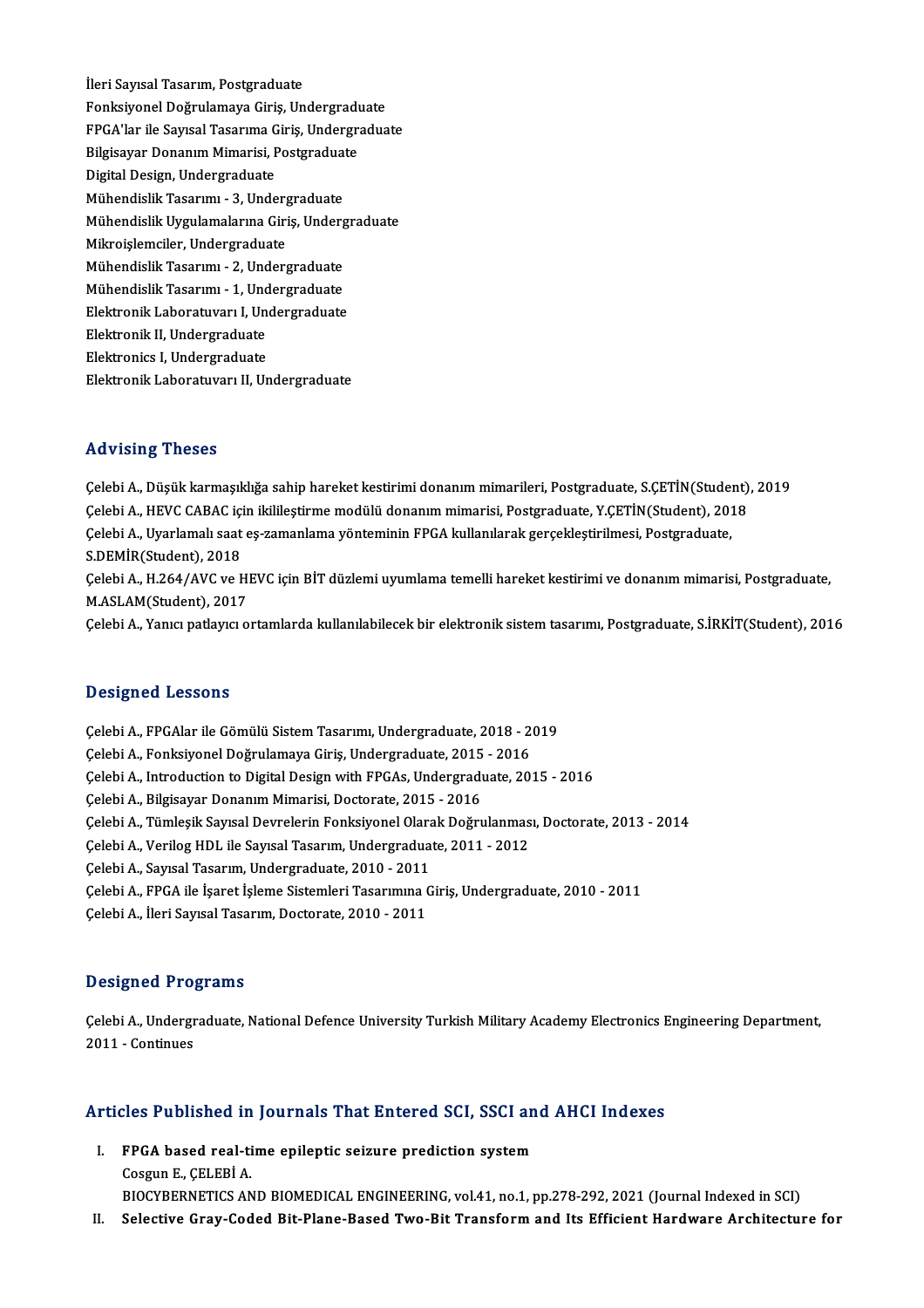İleri Sayısal Tasarım, Postgraduate
Fonksiyonel Doğrulamaya Giriş, Undergraduate
FPGA'lar ile Sayısal Tasarıma Giriş, Undergraduate
Bilgisayar Donanım Mimarisi, Postgraduate
Digital Design, Undergraduate
Mühendislik Tasarımı - 3, Undergraduate
Mühendislik Uygulamalarına Giriş, Undergraduate
Mikroişlemciler, Undergraduate
Mühendislik Tasarımı - 2, Undergraduate
Mühendislik Tasarımı - 1, Undergraduate
Elektronik Laboratuvarı I, Undergraduate
Elektronik II, Undergraduate
Elektronics I, Undergraduate
Elektronik Laboratuvarı II, Undergraduate

## Advising Theses

Çelebi A., Düşük karmaşıklığa sahip hareket kestirimi donanım mimarileri, Postgraduate, S.ÇETİN(Student), 2019
Çelebi A., HEVC CABAC için ikilileştirme modülü donanım mimarisi, Postgraduate, Y.ÇETİN(Student), 2018
Çelebi A., Uyarlamalı saat eş-zamanlama yönteminin FPGA kullanılarak gerçekleştirilmesi, Postgraduate, S.DEMİR(Student), 2018
Çelebi A., H.264/AVC ve HEVC için BİT düzlemi uyumlama temelli hareket kestirimi ve donanım mimarisi, Postgraduate, M.ASLAM(Student), 2017
Çelebi A., Yanıcı patlayıcı ortamlarda kullanılabilecek bir elektronik sistem tasarımı, Postgraduate, S.İRKİT(Student), 2016

## Designed Lessons

Çelebi A., FPGAlar ile Gömülü Sistem Tasarımı, Undergraduate, 2018 - 2019
Çelebi A., Fonksiyonel Doğrulamaya Giriş, Undergraduate, 2015 - 2016
Çelebi A., Introduction to Digital Design with FPGAs, Undergraduate, 2015 - 2016
Çelebi A., Bilgisayar Donanım Mimarisi, Doctorate, 2015 - 2016
Çelebi A., Tümleşik Sayısal Devrelerin Fonksiyonel Olarak Doğrulanması, Doctorate, 2013 - 2014
Çelebi A., Verilog HDL ile Sayısal Tasarım, Undergraduate, 2011 - 2012
Çelebi A., Sayısal Tasarım, Undergraduate, 2010 - 2011
Çelebi A., FPGA ile İşaret İşleme Sistemleri Tasarımına Giriş, Undergraduate, 2010 - 2011
Çelebi A., İleri Sayısal Tasarım, Doctorate, 2010 - 2011

## Designed Programs

Çelebi A., Undergraduate, National Defence University Turkish Military Academy Electronics Engineering Department, 2011 - Continues

## Articles Published in Journals That Entered SCI, SSCI and AHCI Indexes

I. **FPGA based real-time epileptic seizure prediction system**
Cosgun E., ÇELEBİ A.
BIOCYBERNETICS AND BIOMEDICAL ENGINEERING, vol.41, no.1, pp.278-292, 2021 (Journal Indexed in SCI)
II. **Selective Gray-Coded Bit-Plane-Based Two-Bit Transform and Its Efficient Hardware Architecture for**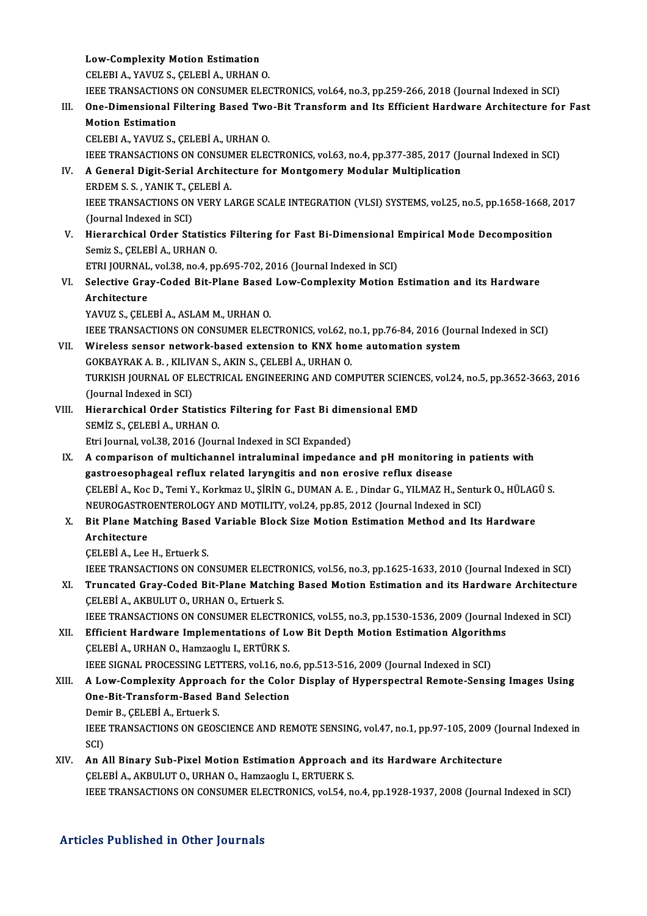Low-Complexity Motion Estimation
CELEBI A., YAVUZ S., ÇELEBİ A., URHAN O.
IEEE TRANSACTIONS ON CONSUMER ELECTRONICS, vol.64, no.3, pp.259-266, 2018 (Journal Indexed in SCI)

III. **One-Dimensional Filtering Based Two-Bit Transform and Its Efficient Hardware Architecture for Fast Motion Estimation**
CELEBI A., YAVUZ S., ÇELEBİ A., URHAN O.
IEEE TRANSACTIONS ON CONSUMER ELECTRONICS, vol.63, no.4, pp.377-385, 2017 (Journal Indexed in SCI)

IV. **A General Digit-Serial Architecture for Montgomery Modular Multiplication**
ERDEM S. S. , YANIK T., ÇELEBİ A.
IEEE TRANSACTIONS ON VERY LARGE SCALE INTEGRATION (VLSI) SYSTEMS, vol.25, no.5, pp.1658-1668, 2017 (Journal Indexed in SCI)

V. **Hierarchical Order Statistics Filtering for Fast Bi-Dimensional Empirical Mode Decomposition**
Semiz S., ÇELEBİ A., URHAN O.
ETRI JOURNAL, vol.38, no.4, pp.695-702, 2016 (Journal Indexed in SCI)

VI. **Selective Gray-Coded Bit-Plane Based Low-Complexity Motion Estimation and its Hardware Architecture**
YAVUZ S., ÇELEBİ A., ASLAM M., URHAN O.
IEEE TRANSACTIONS ON CONSUMER ELECTRONICS, vol.62, no.1, pp.76-84, 2016 (Journal Indexed in SCI)

VII. **Wireless sensor network-based extension to KNX home automation system**
GOKBAYRAK A. B. , KILIVAN S., AKIN S., ÇELEBİ A., URHAN O.
TURKISH JOURNAL OF ELECTRICAL ENGINEERING AND COMPUTER SCIENCES, vol.24, no.5, pp.3652-3663, 2016 (Journal Indexed in SCI)

VIII. **Hierarchical Order Statistics Filtering for Fast Bi dimensional EMD**
SEMİZ S., ÇELEBİ A., URHAN O.
Etri Journal, vol.38, 2016 (Journal Indexed in SCI Expanded)

IX. **A comparison of multichannel intraluminal impedance and pH monitoring in patients with gastroesophageal reflux related laryngitis and non erosive reflux disease**
ÇELEBİ A., Koc D., Temi Y., Korkmaz U., ŞİRİN G., DUMAN A. E. , Dindar G., YILMAZ H., Senturk O., HÜLAGÜ S.
NEUROGASTROENTEROLOGY AND MOTILITY, vol.24, pp.85, 2012 (Journal Indexed in SCI)

X. **Bit Plane Matching Based Variable Block Size Motion Estimation Method and Its Hardware Architecture**
ÇELEBİ A., Lee H., Ertuerk S.
IEEE TRANSACTIONS ON CONSUMER ELECTRONICS, vol.56, no.3, pp.1625-1633, 2010 (Journal Indexed in SCI)

XI. **Truncated Gray-Coded Bit-Plane Matching Based Motion Estimation and its Hardware Architecture**
ÇELEBİ A., AKBULUT O., URHAN O., Ertuerk S.
IEEE TRANSACTIONS ON CONSUMER ELECTRONICS, vol.55, no.3, pp.1530-1536, 2009 (Journal Indexed in SCI)

XII. **Efficient Hardware Implementations of Low Bit Depth Motion Estimation Algorithms**
ÇELEBİ A., URHAN O., Hamzaoglu I., ERTÜRK S.
IEEE SIGNAL PROCESSING LETTERS, vol.16, no.6, pp.513-516, 2009 (Journal Indexed in SCI)

XIII. **A Low-Complexity Approach for the Color Display of Hyperspectral Remote-Sensing Images Using One-Bit-Transform-Based Band Selection**
Demir B., ÇELEBİ A., Ertuerk S.
IEEE TRANSACTIONS ON GEOSCIENCE AND REMOTE SENSING, vol.47, no.1, pp.97-105, 2009 (Journal Indexed in SCI)

XIV. **An All Binary Sub-Pixel Motion Estimation Approach and its Hardware Architecture**
ÇELEBİ A., AKBULUT O., URHAN O., Hamzaoglu I., ERTUERK S.
IEEE TRANSACTIONS ON CONSUMER ELECTRONICS, vol.54, no.4, pp.1928-1937, 2008 (Journal Indexed in SCI)

## Articles Published in Other Journals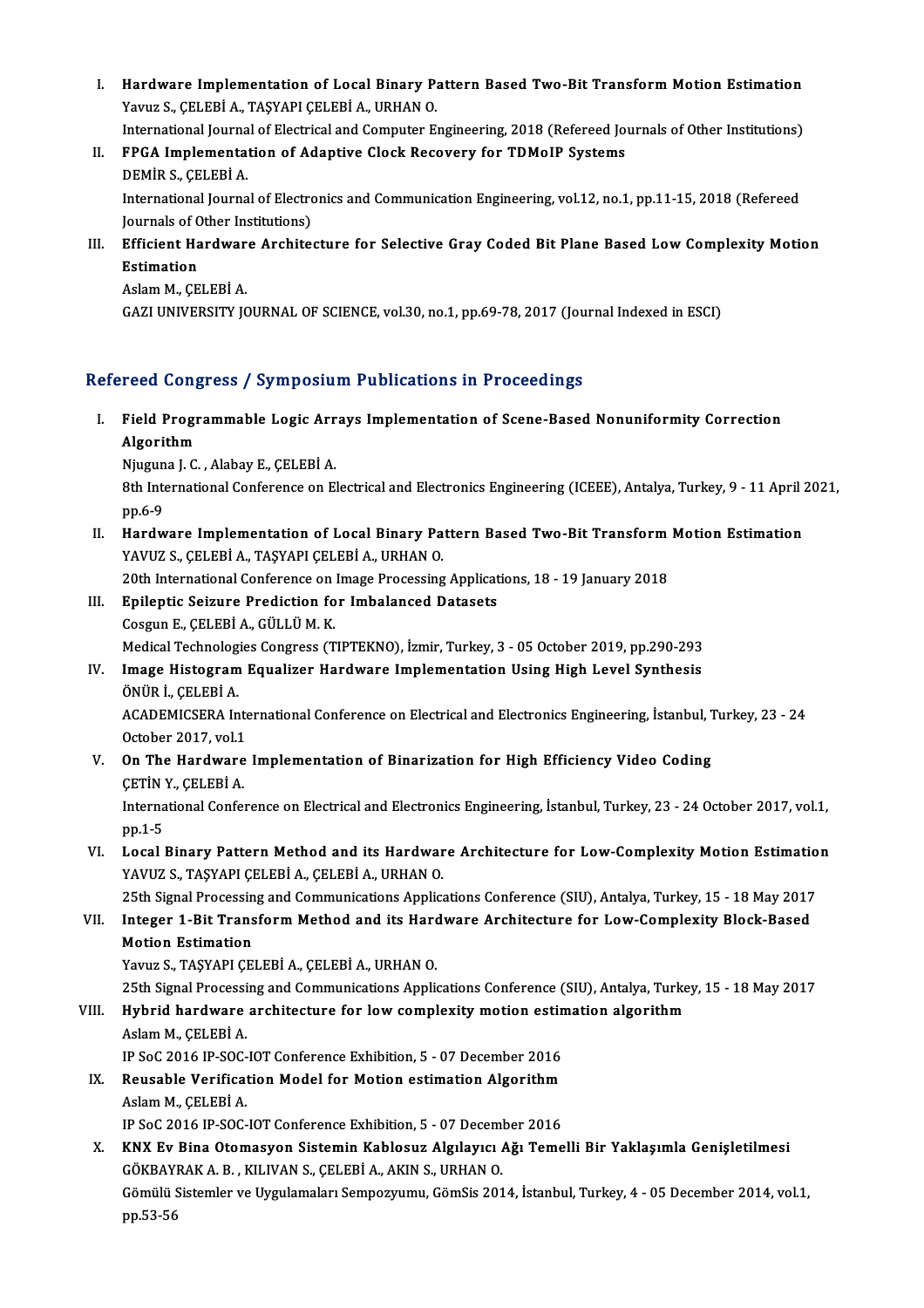I. **Hardware Implementation of Local Binary Pattern Based Two-Bit Transform Motion Estimation**
Yavuz S., ÇELEBİ A., TAŞYAPI ÇELEBİ A., URHAN O.
International Journal of Electrical and Computer Engineering, 2018 (Refereed Journals of Other Institutions)

II. **FPGA Implementation of Adaptive Clock Recovery for TDMoIP Systems**
DEMİR S., ÇELEBİ A.
International Journal of Electronics and Communication Engineering, vol.12, no.1, pp.11-15, 2018 (Refereed Journals of Other Institutions)

III. **Efficient Hardware Architecture for Selective Gray Coded Bit Plane Based Low Complexity Motion Estimation**
Aslam M., ÇELEBİ A.
GAZI UNIVERSITY JOURNAL OF SCIENCE, vol.30, no.1, pp.69-78, 2017 (Journal Indexed in ESCI)

## Refereed Congress / Symposium Publications in Proceedings

I. **Field Programmable Logic Arrays Implementation of Scene-Based Nonuniformity Correction Algorithm**
Njuguna J. C. , Alabay E., ÇELEBİ A.
8th International Conference on Electrical and Electronics Engineering (ICEEE), Antalya, Turkey, 9 - 11 April 2021, pp.6-9

II. **Hardware Implementation of Local Binary Pattern Based Two-Bit Transform Motion Estimation**
YAVUZ S., ÇELEBİ A., TAŞYAPI ÇELEBİ A., URHAN O.
20th International Conference on Image Processing Applications, 18 - 19 January 2018

III. **Epileptic Seizure Prediction for Imbalanced Datasets**
Cosgun E., ÇELEBİ A., GÜLLÜ M. K.
Medical Technologies Congress (TIPTEKNO), İzmir, Turkey, 3 - 05 October 2019, pp.290-293

IV. **Image Histogram Equalizer Hardware Implementation Using High Level Synthesis**
ÖNÜR İ., ÇELEBİ A.
ACADEMICSERA International Conference on Electrical and Electronics Engineering, İstanbul, Turkey, 23 - 24 October 2017, vol.1

V. **On The Hardware Implementation of Binarization for High Efficiency Video Coding**
ÇETİN Y., ÇELEBİ A.
International Conference on Electrical and Electronics Engineering, İstanbul, Turkey, 23 - 24 October 2017, vol.1, pp.1-5

VI. **Local Binary Pattern Method and its Hardware Architecture for Low-Complexity Motion Estimation**
YAVUZ S., TAŞYAPI ÇELEBİ A., ÇELEBİ A., URHAN O.
25th Signal Processing and Communications Applications Conference (SIU), Antalya, Turkey, 15 - 18 May 2017

VII. **Integer 1-Bit Transform Method and its Hardware Architecture for Low-Complexity Block-Based Motion Estimation**
Yavuz S., TAŞYAPI ÇELEBİ A., ÇELEBİ A., URHAN O.
25th Signal Processing and Communications Applications Conference (SIU), Antalya, Turkey, 15 - 18 May 2017

VIII. **Hybrid hardware architecture for low complexity motion estimation algorithm**
Aslam M., ÇELEBİ A.
IP SoC 2016 IP-SOC-IOT Conference Exhibition, 5 - 07 December 2016

IX. **Reusable Verification Model for Motion estimation Algorithm**
Aslam M., ÇELEBİ A.
IP SoC 2016 IP-SOC-IOT Conference Exhibition, 5 - 07 December 2016

X. **KNX Ev Bina Otomasyon Sistemin Kablosuz Algılayıcı Ağı Temelli Bir Yaklaşımla Genişletilmesi**
GÖKBAYRAK A. B. , KILIVAN S., ÇELEBİ A., AKIN S., URHAN O.
Gömülü Sistemler ve Uygulamaları Sempozyumu, GömSis 2014, İstanbul, Turkey, 4 - 05 December 2014, vol.1, pp.53-56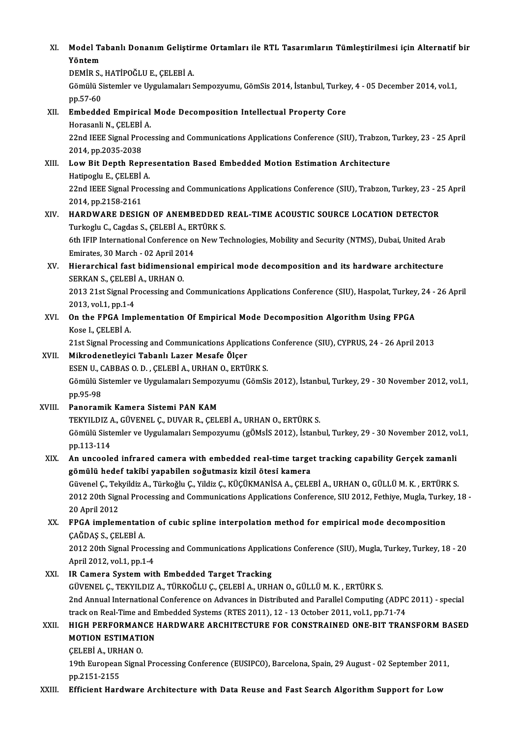XI. **Model Tabanlı Donanım Geliştirme Ortamları ile RTL Tasarımların Tümleştirilmesi için Alternatif bir Yöntem**
DEMİR S., HATİPOĞLU E., ÇELEBİ A.
Gömülü Sistemler ve Uygulamaları Sempozyumu, GömSis 2014, İstanbul, Turkey, 4 - 05 December 2014, vol.1, pp.57-60

XII. **Embedded Empirical Mode Decomposition Intellectual Property Core**
Horasanli N., ÇELEBİ A.
22nd IEEE Signal Processing and Communications Applications Conference (SIU), Trabzon, Turkey, 23 - 25 April 2014, pp.2035-2038

XIII. **Low Bit Depth Representation Based Embedded Motion Estimation Architecture**
Hatipoglu E., ÇELEBİ A.
22nd IEEE Signal Processing and Communications Applications Conference (SIU), Trabzon, Turkey, 23 - 25 April 2014, pp.2158-2161

XIV. **HARDWARE DESIGN OF ANEMBEDDED REAL-TIME ACOUSTIC SOURCE LOCATION DETECTOR**
Turkoglu C., Cagdas S., ÇELEBİ A., ERTÜRK S.
6th IFIP International Conference on New Technologies, Mobility and Security (NTMS), Dubai, United Arab Emirates, 30 March - 02 April 2014

XV. **Hierarchical fast bidimensional empirical mode decomposition and its hardware architecture**
SERKAN S., ÇELEBİ A., URHAN O.
2013 21st Signal Processing and Communications Applications Conference (SIU), Haspolat, Turkey, 24 - 26 April 2013, vol.1, pp.1-4

XVI. **On the FPGA Implementation Of Empirical Mode Decomposition Algorithm Using FPGA**
Kose I., ÇELEBİ A.
21st Signal Processing and Communications Applications Conference (SIU), CYPRUS, 24 - 26 April 2013

XVII. **Mikrodenetleyici Tabanlı Lazer Mesafe Ölçer**
ESEN U., CABBAS O. D. , ÇELEBİ A., URHAN O., ERTÜRK S.
Gömülü Sistemler ve Uygulamaları Sempozyumu (GömSis 2012), İstanbul, Turkey, 29 - 30 November 2012, vol.1, pp.95-98

XVIII. **Panoramik Kamera Sistemi PAN KAM**
TEKYILDIZ A., GÜVENEL Ç., DUVAR R., ÇELEBİ A., URHAN O., ERTÜRK S.
Gömülü Sistemler ve Uygulamaları Sempozyumu (gÖMsİS 2012), İstanbul, Turkey, 29 - 30 November 2012, vol.1, pp.113-114

XIX. **An uncooled infrared camera with embedded real-time target tracking capability Gerçek zamanli gömülü hedef takibi yapabilen soğutmasiz kizil ötesi kamera**
Güvenel Ç., Tekyildiz A., Türkoğlu Ç., Yildiz Ç., KÜÇÜKMANİSA A., ÇELEBİ A., URHAN O., GÜLLÜ M. K. , ERTÜRK S.
2012 20th Signal Processing and Communications Applications Conference, SIU 2012, Fethiye, Mugla, Turkey, 18 - 20 April 2012

XX. **FPGA implementation of cubic spline interpolation method for empirical mode decomposition**
ÇAĞDAŞ S., ÇELEBİ A.
2012 20th Signal Processing and Communications Applications Conference (SIU), Mugla, Turkey, Turkey, 18 - 20 April 2012, vol.1, pp.1-4

XXI. **IR Camera System with Embedded Target Tracking**
GÜVENEL Ç., TEKYILDIZ A., TÜRKOĞLU Ç., ÇELEBİ A., URHAN O., GÜLLÜ M. K. , ERTÜRK S.
2nd Annual International Conference on Advances in Distributed and Parallel Computing (ADPC 2011) - special track on Real-Time and Embedded Systems (RTES 2011), 12 - 13 October 2011, vol.1, pp.71-74

XXII. **HIGH PERFORMANCE HARDWARE ARCHITECTURE FOR CONSTRAINED ONE-BIT TRANSFORM BASED MOTION ESTIMATION**
ÇELEBİ A., URHAN O.
19th European Signal Processing Conference (EUSIPCO), Barcelona, Spain, 29 August - 02 September 2011, pp.2151-2155

XXIII. **Efficient Hardware Architecture with Data Reuse and Fast Search Algorithm Support for Low**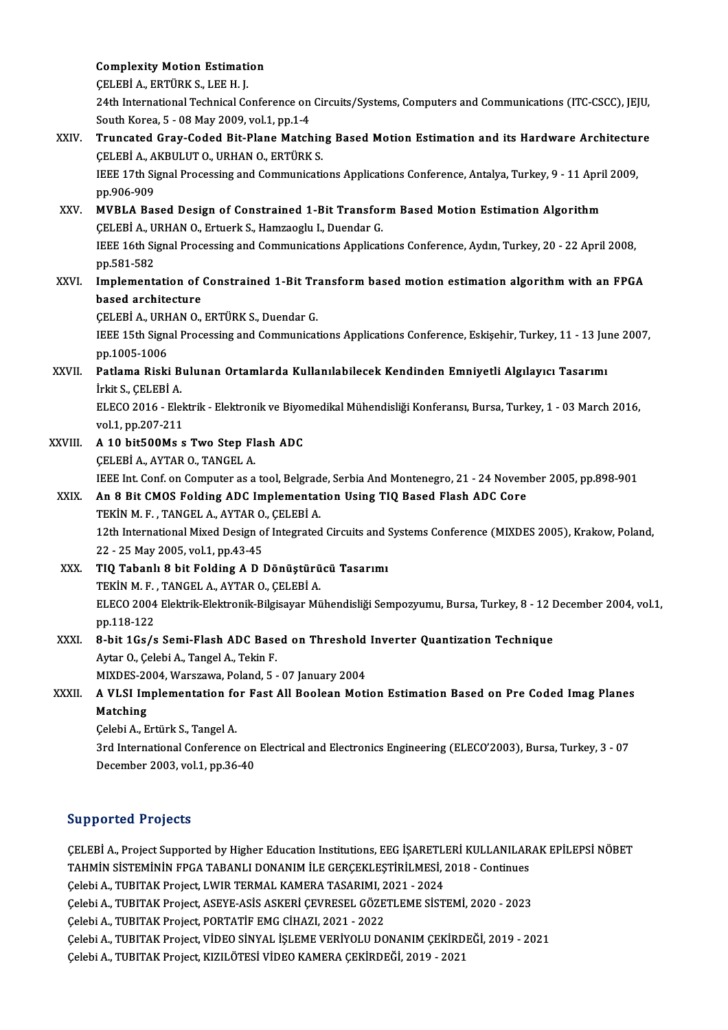**Complexity Motion Estimation**
ÇELEBİ A., ERTÜRK S., LEE H. J.
24th International Technical Conference on Circuits/Systems, Computers and Communications (ITC-CSCC), JEJU, South Korea, 5 - 08 May 2009, vol.1, pp.1-4

XXIV. **Truncated Gray-Coded Bit-Plane Matching Based Motion Estimation and its Hardware Architecture**
ÇELEBİ A., AKBULUT O., URHAN O., ERTÜRK S.
IEEE 17th Signal Processing and Communications Applications Conference, Antalya, Turkey, 9 - 11 April 2009, pp.906-909

XXV. **MVBLA Based Design of Constrained 1-Bit Transform Based Motion Estimation Algorithm**
ÇELEBİ A., URHAN O., Ertuerk S., Hamzaoglu I., Duendar G.
IEEE 16th Signal Processing and Communications Applications Conference, Aydın, Turkey, 20 - 22 April 2008, pp.581-582

XXVI. **Implementation of Constrained 1-Bit Transform based motion estimation algorithm with an FPGA based architecture**
ÇELEBİ A., URHAN O., ERTÜRK S., Duendar G.
IEEE 15th Signal Processing and Communications Applications Conference, Eskişehir, Turkey, 11 - 13 June 2007, pp.1005-1006

XXVII. **Patlama Riski Bulunan Ortamlarda Kullanılabilecek Kendinden Emniyetli Algılayıcı Tasarımı**
İrkit S., ÇELEBİ A.
ELECO 2016 - Elektrik - Elektronik ve Biyomedikal Mühendisliği Konferansı, Bursa, Turkey, 1 - 03 March 2016, vol.1, pp.207-211

XXVIII. **A 10 bit500Ms s Two Step Flash ADC**
ÇELEBİ A., AYTAR O., TANGEL A.
IEEE Int. Conf. on Computer as a tool, Belgrade, Serbia And Montenegro, 21 - 24 November 2005, pp.898-901

XXIX. **An 8 Bit CMOS Folding ADC Implementation Using TIQ Based Flash ADC Core**
TEKİN M. F. , TANGEL A., AYTAR O., ÇELEBİ A.
12th International Mixed Design of Integrated Circuits and Systems Conference (MIXDES 2005), Krakow, Poland, 22 - 25 May 2005, vol.1, pp.43-45

XXX. **TIQ Tabanlı 8 bit Folding A D Dönüştürücü Tasarımı**
TEKİN M. F. , TANGEL A., AYTAR O., ÇELEBİ A.
ELECO 2004 Elektrik-Elektronik-Bilgisayar Mühendisliği Sempozyumu, Bursa, Turkey, 8 - 12 December 2004, vol.1, pp.118-122

XXXI. **8-bit 1Gs/s Semi-Flash ADC Based on Threshold Inverter Quantization Technique**
Aytar O., Çelebi A., Tangel A., Tekin F.
MIXDES-2004, Warszawa, Poland, 5 - 07 January 2004

XXXII. **A VLSI Implementation for Fast All Boolean Motion Estimation Based on Pre Coded Imag Planes Matching**
Çelebi A., Ertürk S., Tangel A.
3rd International Conference on Electrical and Electronics Engineering (ELECO'2003), Bursa, Turkey, 3 - 07 December 2003, vol.1, pp.36-40

## Supported Projects

ÇELEBİ A., Project Supported by Higher Education Institutions, EEG İŞARETLERİ KULLANILARAK EPİLEPSİ NÖBET TAHMİN SİSTEMİNİN FPGA TABANLI DONANIM İLE GERÇEKLEŞTİRİLMESİ, 2018 - Continues

Çelebi A., TUBITAK Project, LWIR TERMAL KAMERA TASARIMI, 2021 - 2024

Çelebi A., TUBITAK Project, ASEYE-ASİS ASKERİ ÇEVRESEL GÖZETLEME SİSTEMİ, 2020 - 2023

Çelebi A., TUBITAK Project, PORTATİF EMG CİHAZI, 2021 - 2022

Çelebi A., TUBITAK Project, VİDEO SİNYAL İŞLEME VERİYOLU DONANIM ÇEKİRDEĞİ, 2019 - 2021

Çelebi A., TUBITAK Project, KIZILÖTESİ VİDEO KAMERA ÇEKİRDEĞİ, 2019 - 2021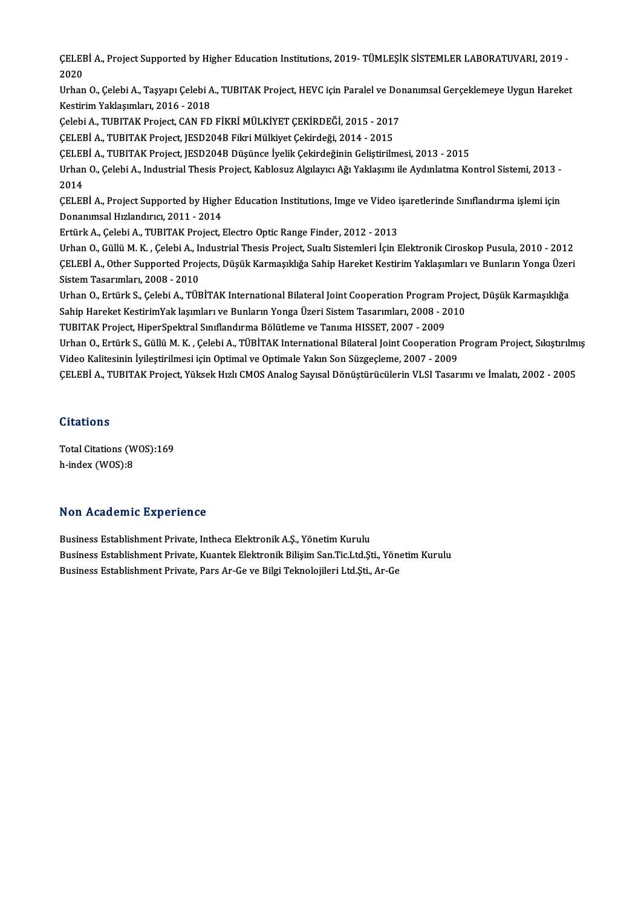ÇELEBİ A., Project Supported by Higher Education Institutions, 2019- TÜMLEŞİK SİSTEMLER LABORATUVARI, 2019 - 2020

Urhan O., Çelebi A., Taşyapı Çelebi A., TUBITAK Project, HEVC için Paralel ve Donanımsal Gerçeklemeye Uygun Hareket Kestirim Yaklaşımları, 2016 - 2018

Çelebi A., TUBITAK Project, CAN FD FİKRİ MÜLKİYET ÇEKİRDEĞİ, 2015 - 2017

ÇELEBİ A., TUBITAK Project, JESD204B Fikri Mülkiyet Çekirdeği, 2014 - 2015

ÇELEBİ A., TUBITAK Project, JESD204B Düşünce İyelik Çekirdeğinin Geliştirilmesi, 2013 - 2015

Urhan O., Çelebi A., Industrial Thesis Project, Kablosuz Algılayıcı Ağı Yaklaşımı ile Aydınlatma Kontrol Sistemi, 2013 - 2014

ÇELEBİ A., Project Supported by Higher Education Institutions, Imge ve Video işaretlerinde Sınıflandırma işlemi için Donanımsal Hızlandırıcı, 2011 - 2014

Ertürk A., Çelebi A., TUBITAK Project, Electro Optic Range Finder, 2012 - 2013

Urhan O., Güllü M. K. , Çelebi A., Industrial Thesis Project, Sualtı Sistemleri İçin Elektronik Ciroskop Pusula, 2010 - 2012

ÇELEBİ A., Other Supported Projects, Düşük Karmaşıklığa Sahip Hareket Kestirim Yaklaşımları ve Bunların Yonga Üzeri Sistem Tasarımları, 2008 - 2010

Urhan O., Ertürk S., Çelebi A., TÜBİTAK International Bilateral Joint Cooperation Program Project, Düşük Karmaşıklığa Sahip Hareket KestirimYak laşımları ve Bunların Yonga Üzeri Sistem Tasarımları, 2008 - 2010

TUBITAK Project, HiperSpektral Sınıflandırma Bölütleme ve Tanıma HISSET, 2007 - 2009

Urhan O., Ertürk S., Güllü M. K. , Çelebi A., TÜBİTAK International Bilateral Joint Cooperation Program Project, Sıkıştırılmış Video Kalitesinin İyileştirilmesi için Optimal ve Optimale Yakın Son Süzgeçleme, 2007 - 2009

ÇELEBİ A., TUBITAK Project, Yüksek Hızlı CMOS Analog Sayısal Dönüştürücülerin VLSI Tasarımı ve İmalatı, 2002 - 2005

## Citations

Total Citations (WOS):169
h-index (WOS):8

## Non Academic Experience

Business Establishment Private, Intheca Elektronik A.Ş., Yönetim Kurulu
Business Establishment Private, Kuantek Elektronik Bilişim San.Tic.Ltd.Şti., Yönetim Kurulu
Business Establishment Private, Pars Ar-Ge ve Bilgi Teknolojileri Ltd.Şti., Ar-Ge